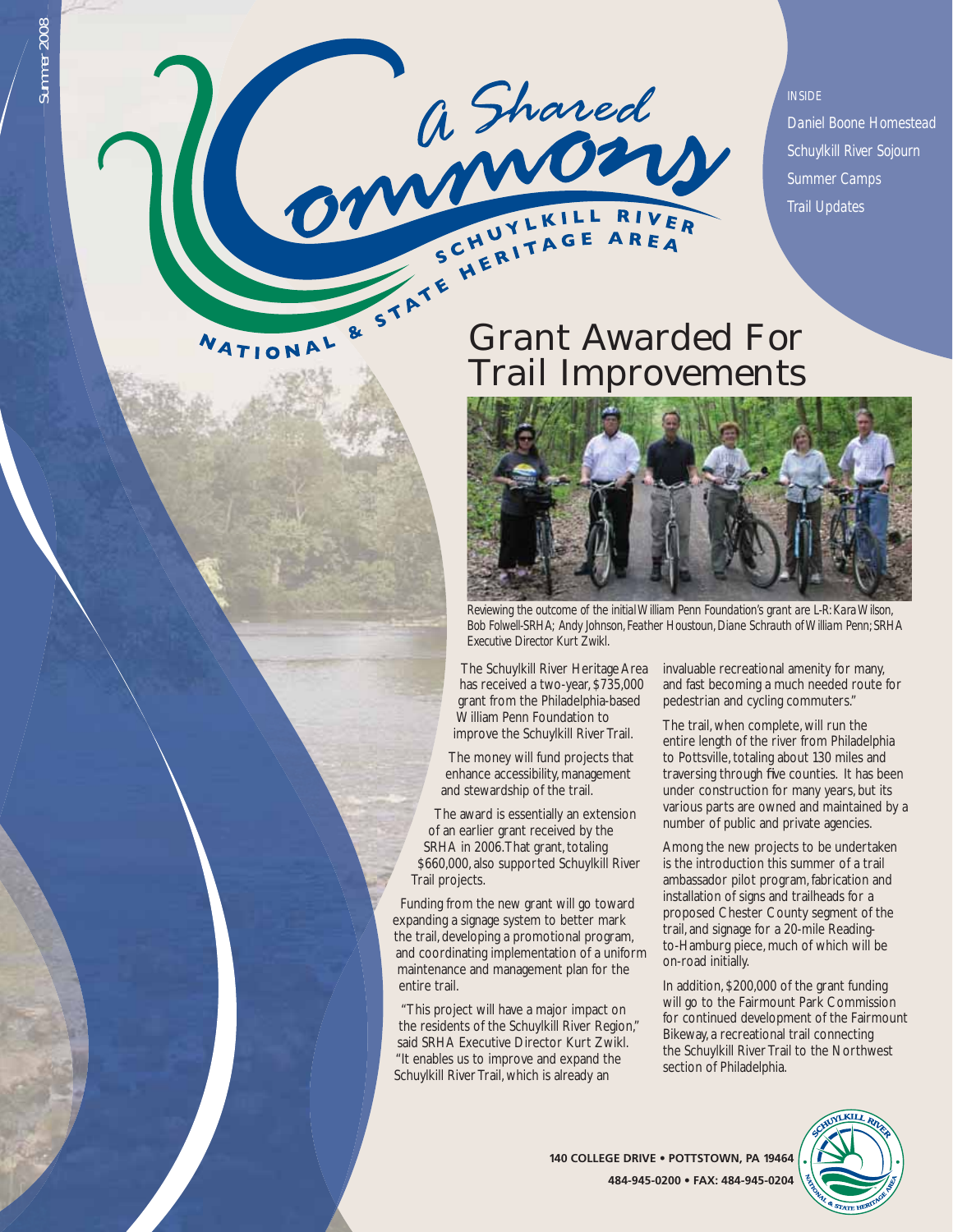# A Shared Commons

SCHUYLKILL RIVER NATIONAL & STATE HERITAGE AREA

Summer 2008

INSIDE

Daniel Boone Homestead
Schuylkill River Sojourn
Summer Camps
Trail Updates

## Grant Awarded For Trail Improvements

*Reviewing the outcome of the initial William Penn Foundation's grant are L-R: Kara Wilson, Bob Folwell-SRHA; Andy Johnson, Feather Houstoun, Diane Schrauth of William Penn; SRHA Executive Director Kurt Zwikl.*

The Schuylkill River Heritage Area has received a two-year, $735,000 grant from the Philadelphia-based William Penn Foundation to improve the Schuylkill River Trail.

The money will fund projects that enhance accessibility, management and stewardship of the trail.

The award is essentially an extension of an earlier grant received by the SRHA in 2006. That grant, totaling $660,000, also supported Schuylkill River Trail projects.

Funding from the new grant will go toward expanding a signage system to better mark the trail, developing a promotional program, and coordinating implementation of a uniform maintenance and management plan for the entire trail.

"This project will have a major impact on the residents of the Schuylkill River Region," said SRHA Executive Director Kurt Zwikl. "It enables us to improve and expand the Schuylkill River Trail, which is already an invaluable recreational amenity for many, and fast becoming a much needed route for pedestrian and cycling commuters."

The trail, when complete, will run the entire length of the river from Philadelphia to Pottsville, totaling about 130 miles and traversing through five counties. It has been under construction for many years, but its various parts are owned and maintained by a number of public and private agencies.

Among the new projects to be undertaken is the introduction this summer of a trail ambassador pilot program, fabrication and installation of signs and trailheads for a proposed Chester County segment of the trail, and signage for a 20-mile Reading-to-Hamburg piece, much of which will be on-road initially.

In addition, $200,000 of the grant funding will go to the Fairmount Park Commission for continued development of the Fairmount Bikeway, a recreational trail connecting the Schuylkill River Trail to the Northwest section of Philadelphia.

**140 COLLEGE DRIVE • POTTSTOWN, PA 19464**
**484-945-0200 • FAX: 484-945-0204**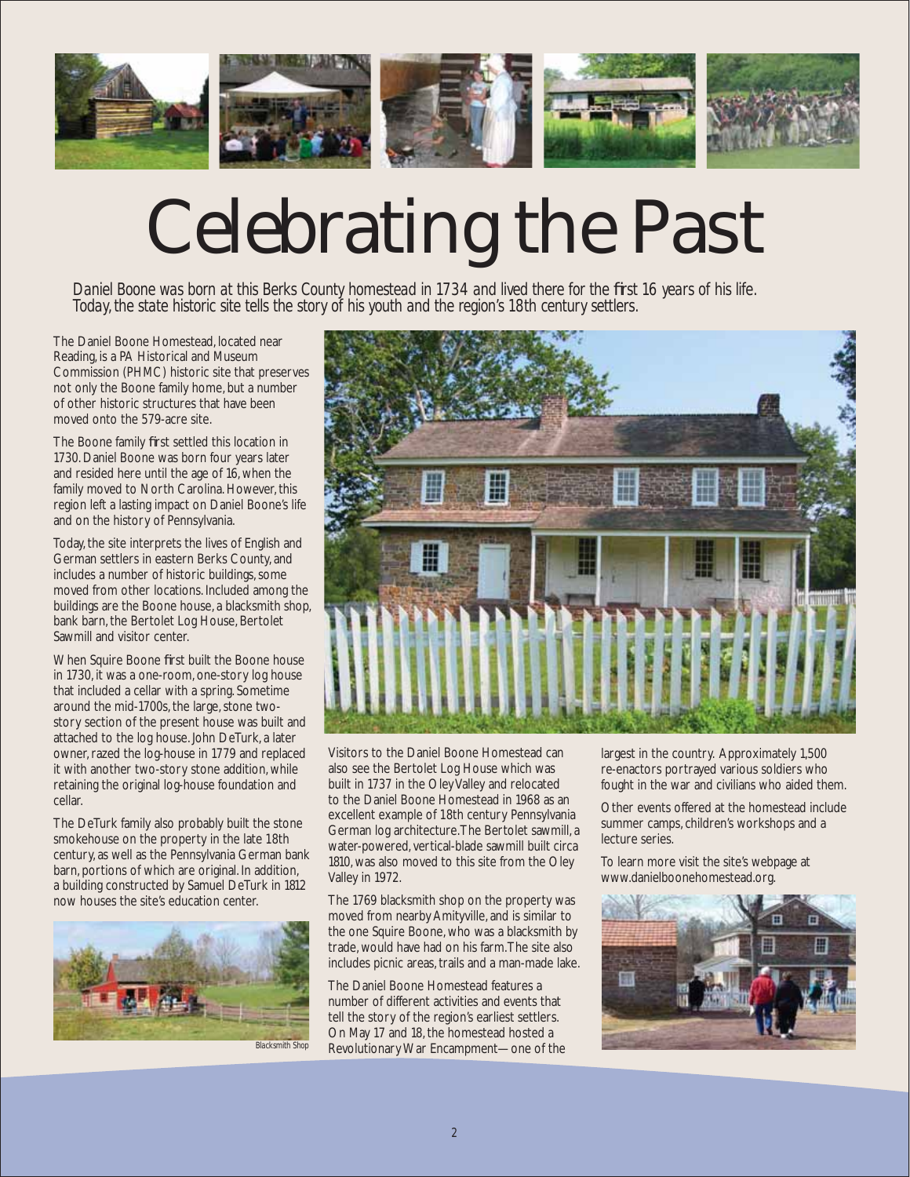# Celebrating the Past

*Daniel Boone was born at this Berks County homestead in 1734 and lived there for the first 16 years of his life. Today, the state historic site tells the story of his youth and the region's 18th century settlers.*

The Daniel Boone Homestead, located near Reading, is a PA Historical and Museum Commission (PHMC) historic site that preserves not only the Boone family home, but a number of other historic structures that have been moved onto the 579-acre site.

The Boone family first settled this location in 1730. Daniel Boone was born four years later and resided here until the age of 16, when the family moved to North Carolina. However, this region left a lasting impact on Daniel Boone's life and on the history of Pennsylvania.

Today, the site interprets the lives of English and German settlers in eastern Berks County, and includes a number of historic buildings, some moved from other locations. Included among the buildings are the Boone house, a blacksmith shop, bank barn, the Bertolet Log House, Bertolet Sawmill and visitor center.

When Squire Boone first built the Boone house in 1730, it was a one-room, one-story log house that included a cellar with a spring. Sometime around the mid-1700s, the large, stone two-story section of the present house was built and attached to the log house. John DeTurk, a later owner, razed the log-house in 1779 and replaced it with another two-story stone addition, while retaining the original log-house foundation and cellar.

The DeTurk family also probably built the stone smokehouse on the property in the late 18th century, as well as the Pennsylvania German bank barn, portions of which are original. In addition, a building constructed by Samuel DeTurk in 1812 now houses the site's education center.

Blacksmith Shop

Visitors to the Daniel Boone Homestead can also see the Bertolet Log House which was built in 1737 in the Oley Valley and relocated to the Daniel Boone Homestead in 1968 as an excellent example of 18th century Pennsylvania German log architecture. The Bertolet sawmill, a water-powered, vertical-blade sawmill built circa 1810, was also moved to this site from the Oley Valley in 1972.

The 1769 blacksmith shop on the property was moved from nearby Amityville, and is similar to the one Squire Boone, who was a blacksmith by trade, would have had on his farm. The site also includes picnic areas, trails and a man-made lake.

The Daniel Boone Homestead features a number of different activities and events that tell the story of the region's earliest settlers. On May 17 and 18, the homestead hosted a Revolutionary War Encampment— one of the largest in the country. Approximately 1,500 re-enactors portrayed various soldiers who fought in the war and civilians who aided them.

Other events offered at the homestead include summer camps, children's workshops and a lecture series.

To learn more visit the site's webpage at www.danielboonehomestead.org.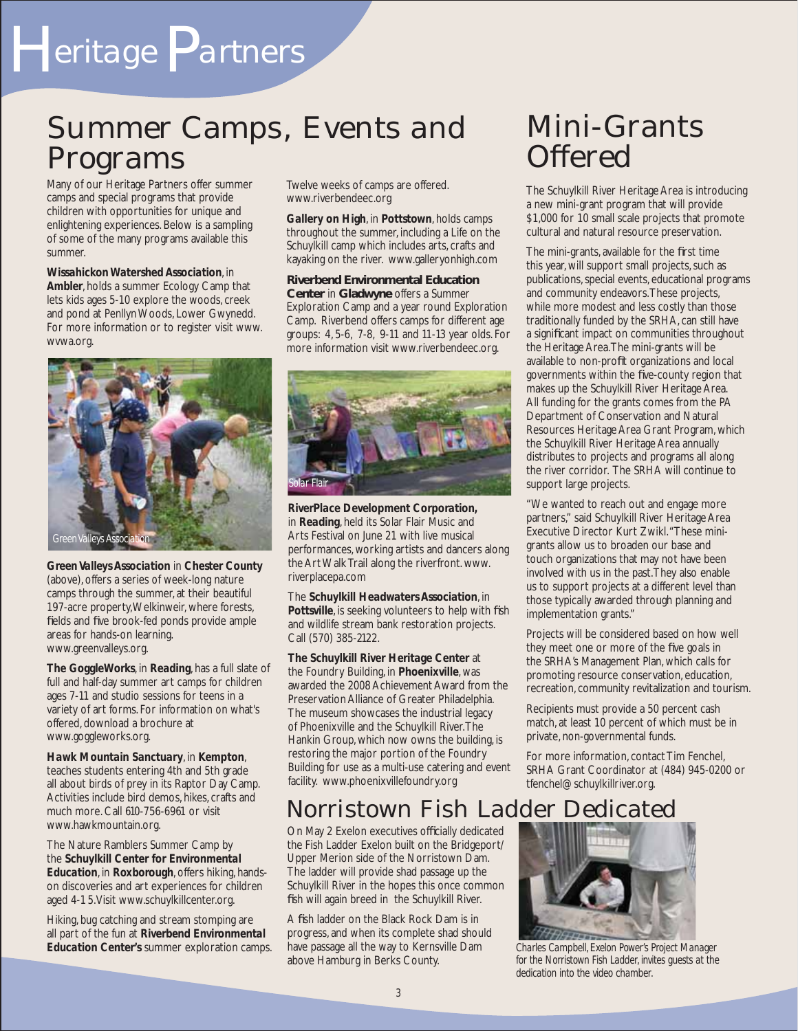# Heritage Partners

## Summer Camps, Events and Programs

Many of our Heritage Partners offer summer camps and special programs that provide children with opportunities for unique and enlightening experiences. Below is a sampling of some of the many programs available this summer.

**Wissahickon Watershed Association**, in **Ambler**, holds a summer Ecology Camp that lets kids ages 5-10 explore the woods, creek and pond at Penllyn Woods, Lower Gwynedd. For more information or to register visit www.wvwa.org.

Green Valleys Association

**Green Valleys Association** in **Chester County** (above), offers a series of week-long nature camps through the summer, at their beautiful 197-acre property, Welkinweir, where forests, fields and five brook-fed ponds provide ample areas for hands-on learning. www.greenvalleys.org.

**The GoggleWorks**, in **Reading**, has a full slate of full and half-day summer art camps for children ages 7-11 and studio sessions for teens in a variety of art forms. For information on what's offered, download a brochure at www.goggleworks.org.

**Hawk Mountain Sanctuary**, in **Kempton**, teaches students entering 4th and 5th grade all about birds of prey in its Raptor Day Camp. Activities include bird demos, hikes, crafts and much more. Call 610-756-6961 or visit www.hawkmountain.org.

The Nature Ramblers Summer Camp by the **Schuylkill Center for Environmental Education**, in **Roxborough**, offers hiking, hands-on discoveries and art experiences for children aged 4-1 5. Visit www.schuylkillcenter.org.

Hiking, bug catching and stream stomping are all part of the fun at **Riverbend Environmental Education Center's** summer exploration camps. Twelve weeks of camps are offered. www.riverbendeec.org

**Gallery on High**, in **Pottstown**, holds camps throughout the summer, including a Life on the Schuylkill camp which includes arts, crafts and kayaking on the river. www.galleryonhigh.com

**Riverbend Environmental Education Center** in **Gladwyne** offers a Summer Exploration Camp and a year round Exploration Camp. Riverbend offers camps for different age groups: 4, 5-6, 7-8, 9-11 and 11-13 year olds. For more information visit www.riverbendeec.org.

Solar Flair

**RiverPlace Development Corporation,** in **Reading**, held its Solar Flair Music and Arts Festival on June 21 with live musical performances, working artists and dancers along the Art Walk Trail along the riverfront. www.riverplacepa.com

The **Schuylkill Headwaters Association**, in **Pottsville**, is seeking volunteers to help with fish and wildlife stream bank restoration projects. Call (570) 385-2122.

**The Schuylkill River Heritage Center** at the Foundry Building, in **Phoenixville**, was awarded the 2008 Achievement Award from the Preservation Alliance of Greater Philadelphia. The museum showcases the industrial legacy of Phoenixville and the Schuylkill River. The Hankin Group, which now owns the building, is restoring the major portion of the Foundry Building for use as a multi-use catering and event facility. www.phoenixvillefoundry.org

## Mini-Grants Offered

The Schuylkill River Heritage Area is introducing a new mini-grant program that will provide $1,000 for 10 small scale projects that promote cultural and natural resource preservation.

The mini-grants, available for the first time this year, will support small projects, such as publications, special events, educational programs and community endeavors. These projects, while more modest and less costly than those traditionally funded by the SRHA, can still have a significant impact on communities throughout the Heritage Area. The mini-grants will be available to non-profit organizations and local governments within the five-county region that makes up the Schuylkill River Heritage Area. All funding for the grants comes from the PA Department of Conservation and Natural Resources Heritage Area Grant Program, which the Schuylkill River Heritage Area annually distributes to projects and programs all along the river corridor. The SRHA will continue to support large projects.

"We wanted to reach out and engage more partners," said Schuylkill River Heritage Area Executive Director Kurt Zwikl. "These mini-grants allow us to broaden our base and touch organizations that may not have been involved with us in the past. They also enable us to support projects at a different level than those typically awarded through planning and implementation grants."

Projects will be considered based on how well they meet one or more of the five goals in the SRHA's Management Plan, which calls for promoting resource conservation, education, recreation, community revitalization and tourism.

Recipients must provide a 50 percent cash match, at least 10 percent of which must be in private, non-governmental funds.

For more information, contact Tim Fenchel, SRHA Grant Coordinator at (484) 945-0200 or tfenchel@schuylkillriver.org.

## Norristown Fish Ladder Dedicated

On May 2 Exelon executives officially dedicated the Fish Ladder Exelon built on the Bridgeport/Upper Merion side of the Norristown Dam. The ladder will provide shad passage up the Schuylkill River in the hopes this once common fish will again breed in the Schuylkill River.

A fish ladder on the Black Rock Dam is in progress, and when its complete shad should have passage all the way to Kernsville Dam above Hamburg in Berks County.

Charles Campbell, Exelon Power's Project Manager for the Norristown Fish Ladder, invites guests at the dedication into the video chamber.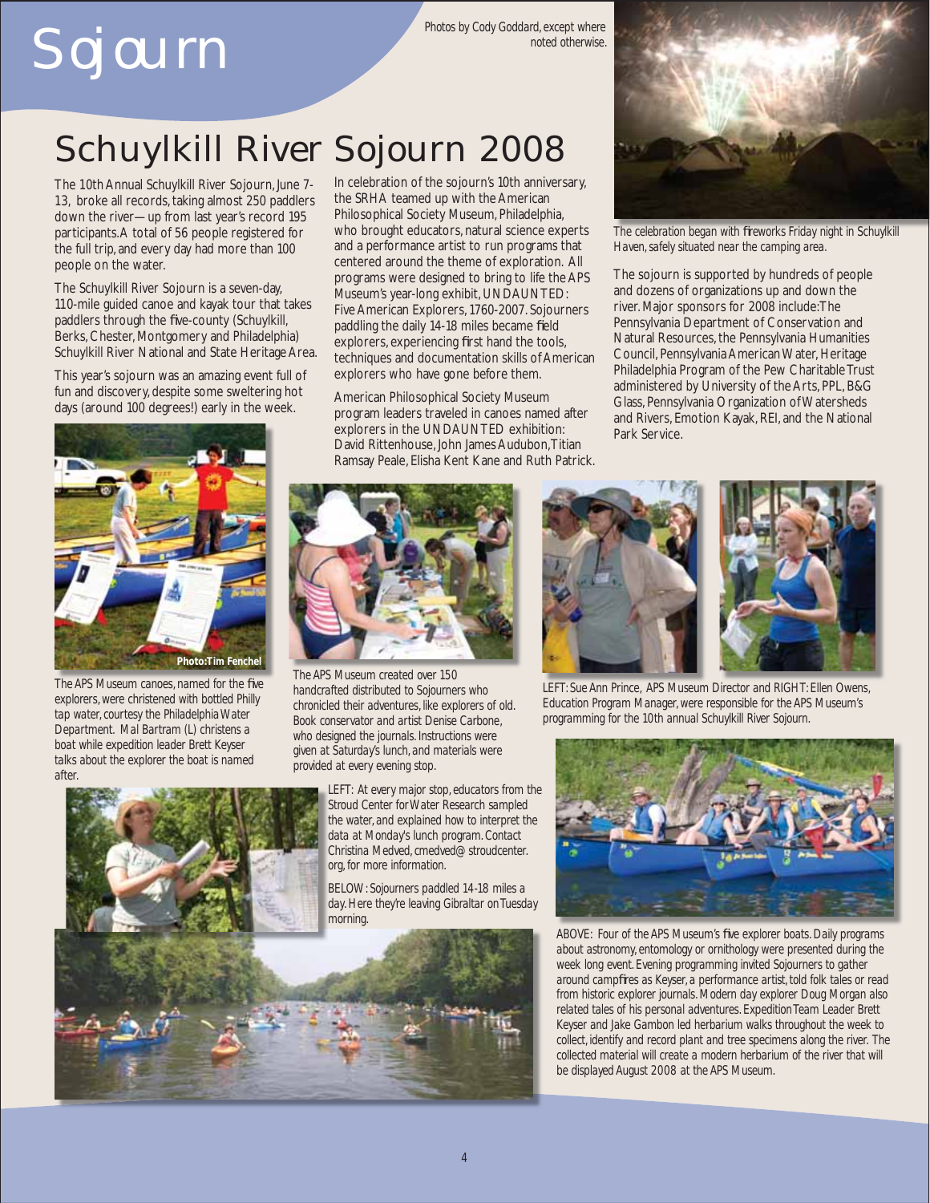# Sojourn

Photos by Cody Goddard, except where noted otherwise.

## Schuylkill River Sojourn 2008

The 10th Annual Schuylkill River Sojourn, June 7-13, broke all records, taking almost 250 paddlers down the river—up from last year's record 195 participants. A total of 56 people registered for the full trip, and every day had more than 100 people on the water.

The Schuylkill River Sojourn is a seven-day, 110-mile guided canoe and kayak tour that takes paddlers through the five-county (Schuylkill, Berks, Chester, Montgomery and Philadelphia) Schuylkill River National and State Heritage Area.

This year's sojourn was an amazing event full of fun and discovery, despite some sweltering hot days (around 100 degrees!) early in the week.

In celebration of the sojourn's 10th anniversary, the SRHA teamed up with the American Philosophical Society Museum, Philadelphia, who brought educators, natural science experts and a performance artist to run programs that centered around the theme of exploration. All programs were designed to bring to life the APS Museum's year-long exhibit, UNDAUNTED: Five American Explorers, 1760-2007. Sojourners paddling the daily 14-18 miles became field explorers, experiencing first hand the tools, techniques and documentation skills of American explorers who have gone before them.

American Philosophical Society Museum program leaders traveled in canoes named after explorers in the UNDAUNTED exhibition: David Rittenhouse, John James Audubon, Titian Ramsay Peale, Elisha Kent Kane and Ruth Patrick.

*The celebration began with fireworks Friday night in Schuylkill Haven, safely situated near the camping area.*

The sojourn is supported by hundreds of people and dozens of organizations up and down the river. Major sponsors for 2008 include: The Pennsylvania Department of Conservation and Natural Resources, the Pennsylvania Humanities Council, Pennsylvania American Water, Heritage Philadelphia Program of the Pew Charitable Trust administered by University of the Arts, PPL, B&G Glass, Pennsylvania Organization of Watersheds and Rivers, Emotion Kayak, REI, and the National Park Service.

Photo: Tim Fenchel

*The APS Museum canoes, named for the five explorers, were christened with bottled Philly tap water, courtesy the Philadelphia Water Department. Mal Bartram (L) christens a boat while expedition leader Brett Keyser talks about the explorer the boat is named after.*

*The APS Museum created over 150 handcrafted distributed to Sojourners who chronicled their adventures, like explorers of old. Book conservator and artist Denise Carbone, who designed the journals. Instructions were given at Saturday's lunch, and materials were provided at every evening stop.*

*LEFT: Sue Ann Prince, APS Museum Director and RIGHT: Ellen Owens, Education Program Manager, were responsible for the APS Museum's programming for the 10th annual Schuylkill River Sojourn.*

*LEFT: At every major stop, educators from the Stroud Center for Water Research sampled the water, and explained how to interpret the data at Monday's lunch program. Contact Christina Medved, cmedved@stroudcenter.org, for more information.*

*BELOW: Sojourners paddled 14-18 miles a day. Here they're leaving Gibraltar on Tuesday morning.*

*ABOVE: Four of the APS Museum's five explorer boats. Daily programs about astronomy, entomology or ornithology were presented during the week long event. Evening programming invited Sojourners to gather around campfires as Keyser, a performance artist, told folk tales or read from historic explorer journals. Modern day explorer Doug Morgan also related tales of his personal adventures. Expedition Team Leader Brett Keyser and Jake Gambon led herbarium walks throughout the week to collect, identify and record plant and tree specimens along the river. The collected material will create a modern herbarium of the river that will be displayed August 2008 at the APS Museum.*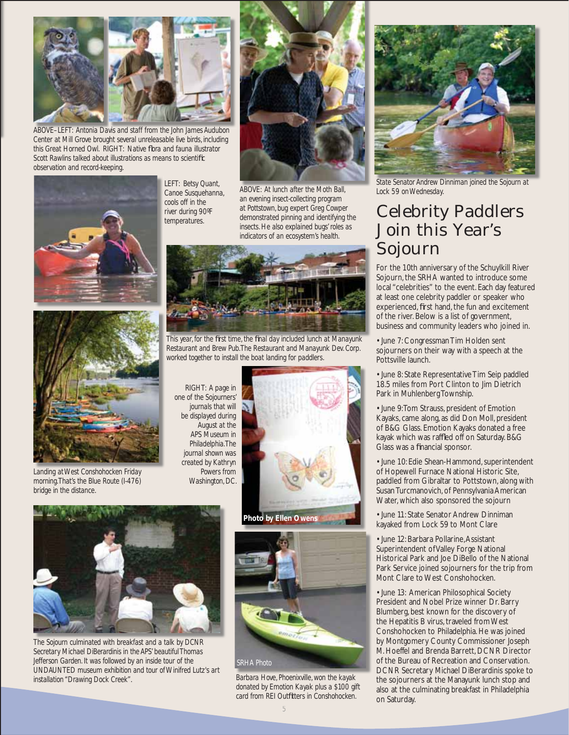ABOVE–LEFT: Antonia Davis and staff from the John James Audubon Center at Mill Grove brought several unreleasable live birds, including this Great Horned Owl. RIGHT: Native flora and fauna illustrator Scott Rawlins talked about illustrations as means to scientific observation and record-keeping.

ABOVE: At lunch after the Moth Ball, an evening insect-collecting program at Pottstown, bug expert Greg Cowper demonstrated pinning and identifying the insects. He also explained bugs' roles as indicators of an ecosystem's health.

State Senator Andrew Dinniman joined the Sojourn at Lock 59 on Wednesday.

LEFT: Betsy Quant, Canoe Susquehanna, cools off in the river during 90ºF temperatures.

This year, for the first time, the final day included lunch at Manayunk Restaurant and Brew Pub. The Restaurant and Manayunk Dev. Corp. worked together to install the boat landing for paddlers.

Landing at West Conshohocken Friday morning. That's the Blue Route (I-476) bridge in the distance.

RIGHT: A page in one of the Sojourners' journals that will be displayed during August at the APS Museum in Philadelphia. The journal shown was created by Kathryn Powers from Washington, DC.

Photo by Ellen Owens

The Sojourn culminated with breakfast and a talk by DCNR Secretary Michael DiBerardinis in the APS' beautiful Thomas Jefferson Garden. It was followed by an inside tour of the UNDAUNTED museum exhibition and tour of Winifred Lutz's art installation "Drawing Dock Creek".

SRHA Photo

Barbara Hove, Phoenixville, won the kayak donated by Emotion Kayak plus a $100 gift card from REI Outfitters in Conshohocken.

# Celebrity Paddlers Join this Year's Sojourn

For the 10th anniversary of the Schuylkill River Sojourn, the SRHA wanted to introduce some local "celebrities" to the event. Each day featured at least one celebrity paddler or speaker who experienced, first hand, the fun and excitement of the river. Below is a list of government, business and community leaders who joined in.

- June 7: Congressman Tim Holden sent sojourners on their way with a speech at the Pottsville launch.
- June 8: State Representative Tim Seip paddled 18.5 miles from Port Clinton to Jim Dietrich Park in Muhlenberg Township.
- June 9: Tom Strauss, president of Emotion Kayaks, came along, as did Don Moll, president of B&G Glass. Emotion Kayaks donated a free kayak which was raffled off on Saturday. B&G Glass was a financial sponsor.
- June 10: Edie Shean-Hammond, superintendent of Hopewell Furnace National Historic Site, paddled from Gibraltar to Pottstown, along with Susan Turcmanovich, of Pennsylvania American Water, which also sponsored the sojourn
- June 11: State Senator Andrew Dinniman kayaked from Lock 59 to Mont Clare
- June 12: Barbara Pollarine, Assistant Superintendent of Valley Forge National Historical Park and Joe DiBello of the National Park Service joined sojourners for the trip from Mont Clare to West Conshohocken.
- June 13: American Philosophical Society President and Nobel Prize winner Dr. Barry Blumberg, best known for the discovery of the Hepatitis B virus, traveled from West Conshohocken to Philadelphia. He was joined by Montgomery County Commissioner Joseph M. Hoeffel and Brenda Barrett, DCNR Director of the Bureau of Recreation and Conservation. DCNR Secretary Michael DiBerardinis spoke to the sojourners at the Manayunk lunch stop and also at the culminating breakfast in Philadelphia on Saturday.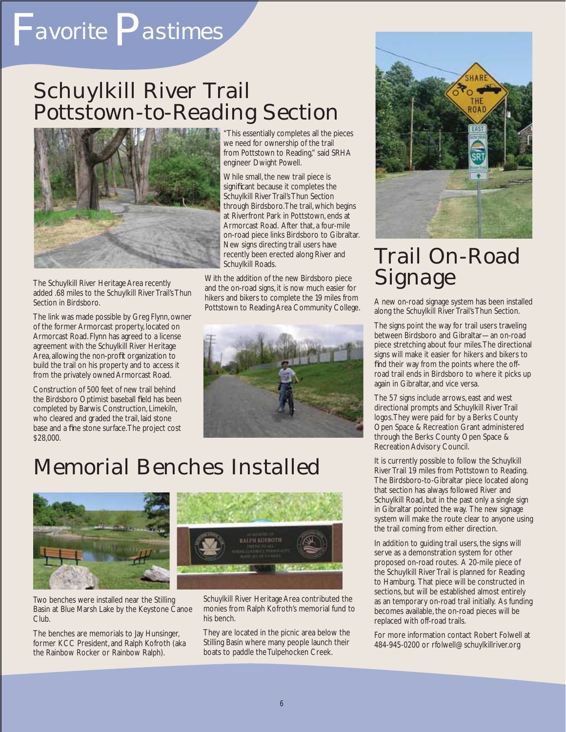# Favorite Pastimes

## Schuylkill River Trail Pottstown-to-Reading Section

The Schuylkill River Heritage Area recently added .68 miles to the Schuylkill River Trail's Thun Section in Birdsboro.

The link was made possible by Greg Flynn, owner of the former Armorcast property, located on Armorcast Road. Flynn has agreed to a license agreement with the Schuylkill River Heritage Area, allowing the non-profit organization to build the trail on his property and to access it from the privately owned Armorcast Road.

Construction of 500 feet of new trail behind the Birdsboro Optimist baseball field has been completed by Barwis Construction, Limekiln, who cleared and graded the trail, laid stone base and a fine stone surface. The project cost $28,000.

"This essentially completes all the pieces we need for ownership of the trail from Pottstown to Reading," said SRHA engineer Dwight Powell.

While small, the new trail piece is significant because it completes the Schuylkill River Trail's Thun Section through Birdsboro. The trail, which begins at Riverfront Park in Pottstown, ends at Armorcast Road. After that, a four-mile on-road piece links Birdsboro to Gibraltar. New signs directing trail users have recently been erected along River and Schuylkill Roads.

With the addition of the new Birdsboro piece and the on-road signs, it is now much easier for hikers and bikers to complete the 19 miles from Pottstown to Reading Area Community College.

## Memorial Benches Installed

Two benches were installed near the Stilling Basin at Blue Marsh Lake by the Keystone Canoe Club.

The benches are memorials to Jay Hunsinger, former KCC President, and Ralph Kofroth (aka the Rainbow Rocker or Rainbow Ralph).

Schuylkill River Heritage Area contributed the monies from Ralph Kofroth's memorial fund to his bench.

They are located in the picnic area below the Stilling Basin where many people launch their boats to paddle the Tulpehocken Creek.

## Trail On-Road Signage

A new on-road signage system has been installed along the Schuylkill River Trail's Thun Section.

The signs point the way for trail users traveling between Birdsboro and Gibraltar—an on-road piece stretching about four miles. The directional signs will make it easier for hikers and bikers to find their way from the points where the off-road trail ends in Birdsboro to where it picks up again in Gibraltar, and vice versa.

The 57 signs include arrows, east and west directional prompts and Schuylkill River Trail logos. They were paid for by a Berks County Open Space & Recreation Grant administered through the Berks County Open Space & Recreation Advisory Council.

It is currently possible to follow the Schuylkill River Trail 19 miles from Pottstown to Reading. The Birdsboro-to-Gibraltar piece located along that section has always followed River and Schuylkill Road, but in the past only a single sign in Gibraltar pointed the way. The new signage system will make the route clear to anyone using the trail coming from either direction.

In addition to guiding trail users, the signs will serve as a demonstration system for other proposed on-road routes. A 20-mile piece of the Schuylkill River Trail is planned for Reading to Hamburg. That piece will be constructed in sections, but will be established almost entirely as an temporary on-road trail initially. As funding becomes available, the on-road pieces will be replaced with off-road trails.

For more information contact Robert Folwell at 484-945-0200 or rfolwell@schuylkillriver.org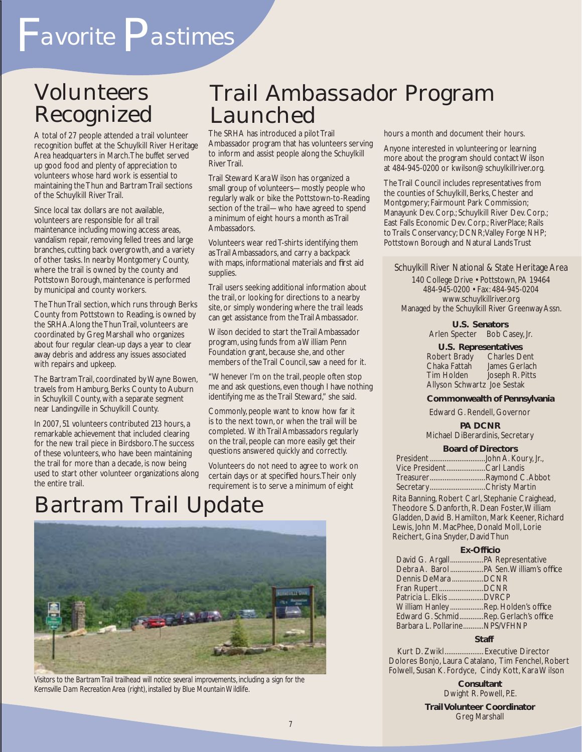# Favorite Pastimes

## Volunteers Recognized

A total of 27 people attended a trail volunteer recognition buffet at the Schuylkill River Heritage Area headquarters in March. The buffet served up good food and plenty of appreciation to volunteers whose hard work is essential to maintaining the Thun and Bartram Trail sections of the Schuylkill River Trail.

Since local tax dollars are not available, volunteers are responsible for all trail maintenance including mowing access areas, vandalism repair, removing felled trees and large branches, cutting back overgrowth, and a variety of other tasks. In nearby Montgomery County, where the trail is owned by the county and Pottstown Borough, maintenance is performed by municipal and county workers.

The Thun Trail section, which runs through Berks County from Pottstown to Reading, is owned by the SRHA. Along the Thun Trail, volunteers are coordinated by Greg Marshall who organizes about four regular clean-up days a year to clear away debris and address any issues associated with repairs and upkeep.

The Bartram Trail, coordinated by Wayne Bowen, travels from Hamburg, Berks County to Auburn in Schuylkill County, with a separate segment near Landingville in Schuylkill County.

In 2007, 51 volunteers contributed 213 hours, a remarkable achievement that included clearing for the new trail piece in Birdsboro. The success of these volunteers, who have been maintaining the trail for more than a decade, is now being used to start other volunteer organizations along the entire trail.

## Trail Ambassador Program Launched

The SRHA has introduced a pilot Trail Ambassador program that has volunteers serving to inform and assist people along the Schuylkill River Trail.

Trail Steward Kara Wilson has organized a small group of volunteers—mostly people who regularly walk or bike the Pottstown-to-Reading section of the trail—who have agreed to spend a minimum of eight hours a month as Trail Ambassadors.

Volunteers wear red T-shirts identifying them as Trail Ambassadors, and carry a backpack with maps, informational materials and first aid supplies.

Trail users seeking additional information about the trail, or looking for directions to a nearby site, or simply wondering where the trail leads can get assistance from the Trail Ambassador.

Wilson decided to start the Trail Ambassador program, using funds from a William Penn Foundation grant, because she, and other members of the Trail Council, saw a need for it.

"Whenever I'm on the trail, people often stop me and ask questions, even though I have nothing identifying me as the Trail Steward," she said.

Commonly, people want to know how far it is to the next town, or when the trail will be completed. With Trail Ambassadors regularly on the trail, people can more easily get their questions answered quickly and correctly.

Volunteers do not need to agree to work on certain days or at specified hours. Their only requirement is to serve a minimum of eight hours a month and document their hours.

Anyone interested in volunteering or learning more about the program should contact Wilson at 484-945-0200 or kwilson@schuylkillriver.org.

The Trail Council includes representatives from the counties of Schuylkill, Berks, Chester and Montgomery; Fairmount Park Commission; Manayunk Dev. Corp.; Schuylkill River Dev. Corp.; East Falls Economic Dev. Corp.; RiverPlace; Rails to Trails Conservancy; DCNR; Valley Forge NHP; Pottstown Borough and Natural Lands Trust

## Bartram Trail Update

Visitors to the Bartram Trail trailhead will notice several improvements, including a sign for the Kernsville Dam Recreation Area (right), installed by Blue Mountain Wildlife.

---

Schuylkill River National & State Heritage Area
140 College Drive • Pottstown, PA 19464
484-945-0200 • Fax: 484-945-0204
www.schuylkillriver.org
Managed by the Schuylkill River Greenway Assn.

**U.S. Senators**
Arlen Specter  Bob Casey, Jr.

**U.S. Representatives**
Robert Brady  Charles Dent
Chaka Fattah  James Gerlach
Tim Holden  Joseph R. Pitts
Allyson Schwartz  Joe Sestak

**Commonwealth of Pennsylvania**
Edward G. Rendell, Governor

**PA DCNR**
Michael DiBerardinis, Secretary

**Board of Directors**
President..............................John A. Koury, Jr.,
Vice President.....................Carl Landis
Treasurer..............................Raymond C. Abbot
Secretary..............................Christy Martin

Rita Banning, Robert Carl, Stephanie Craighead, Theodore S. Danforth, R. Dean Foster, William Gladden, David B. Hamilton, Mark Keener, Richard Lewis, John M. MacPhee, Donald Moll, Lorie Reichert, Gina Snyder, David Thun

**Ex-Officio**
David G. Argall.................PA Representative
Debra A. Barol.................PA Sen. William's office
Dennis DeMara................DCNR
Fran Rupert.......................DCNR
Patricia L. Elkis..................DVRCP
William Hanley.................Rep. Holden's office
Edward G. Schmid............Rep. Gerlach's office
Barbara L. Pollarine...........NPS/VFHNP

**Staff**
Kurt D. Zwikl....................Executive Director
Dolores Bonjo, Laura Catalano, Tim Fenchel, Robert Folwell, Susan K. Fordyce, Cindy Kott, Kara Wilson

**Consultant**
Dwight R. Powell, P.E.

**Trail Volunteer Coordinator**
Greg Marshall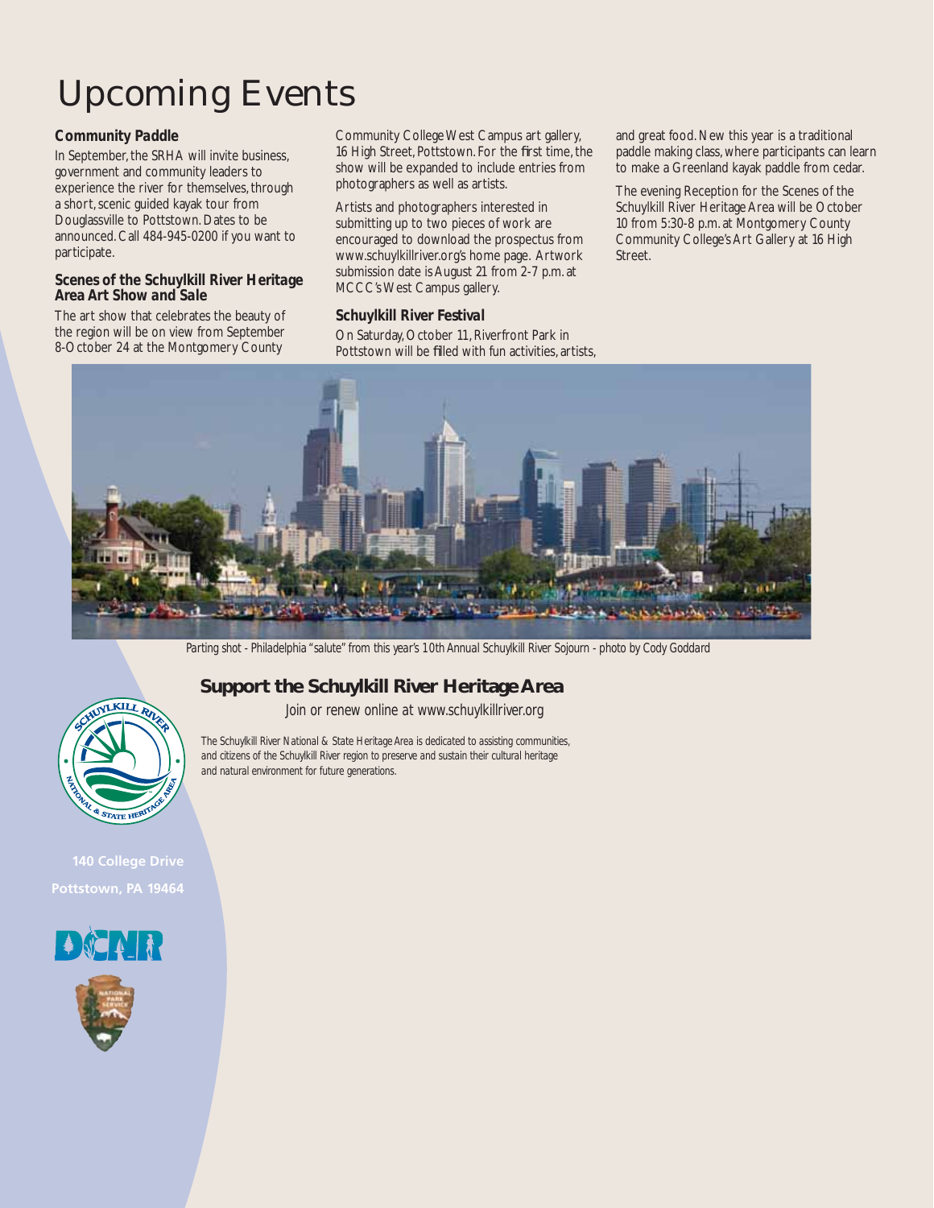# Upcoming Events

**Community Paddle**

In September, the SRHA will invite business, government and community leaders to experience the river for themselves, through a short, scenic guided kayak tour from Douglassville to Pottstown. Dates to be announced. Call 484-945-0200 if you want to participate.

**Scenes of the Schuylkill River Heritage Area Art Show and Sale**

The art show that celebrates the beauty of the region will be on view from September 8-October 24 at the Montgomery County Community College West Campus art gallery, 16 High Street, Pottstown. For the first time, the show will be expanded to include entries from photographers as well as artists.

Artists and photographers interested in submitting up to two pieces of work are encouraged to download the prospectus from www.schuylkillriver.org's home page. Artwork submission date is August 21 from 2-7 p.m. at MCCC's West Campus gallery.

**Schuylkill River Festival**

On Saturday, October 11, Riverfront Park in Pottstown will be filled with fun activities, artists, and great food. New this year is a traditional paddle making class, where participants can learn to make a Greenland kayak paddle from cedar.

The evening Reception for the Scenes of the Schuylkill River Heritage Area will be October 10 from 5:30-8 p.m. at Montgomery County Community College's Art Gallery at 16 High Street.

*Parting shot - Philadelphia "salute" from this year's 10th Annual Schuylkill River Sojourn - photo by Cody Goddard*

## Support the Schuylkill River Heritage Area

Join or renew online at www.schuylkillriver.org

The Schuylkill River National & State Heritage Area is dedicated to assisting communities, and citizens of the Schuylkill River region to preserve and sustain their cultural heritage and natural environment for future generations.

**140 College Drive**
**Pottstown, PA 19464**